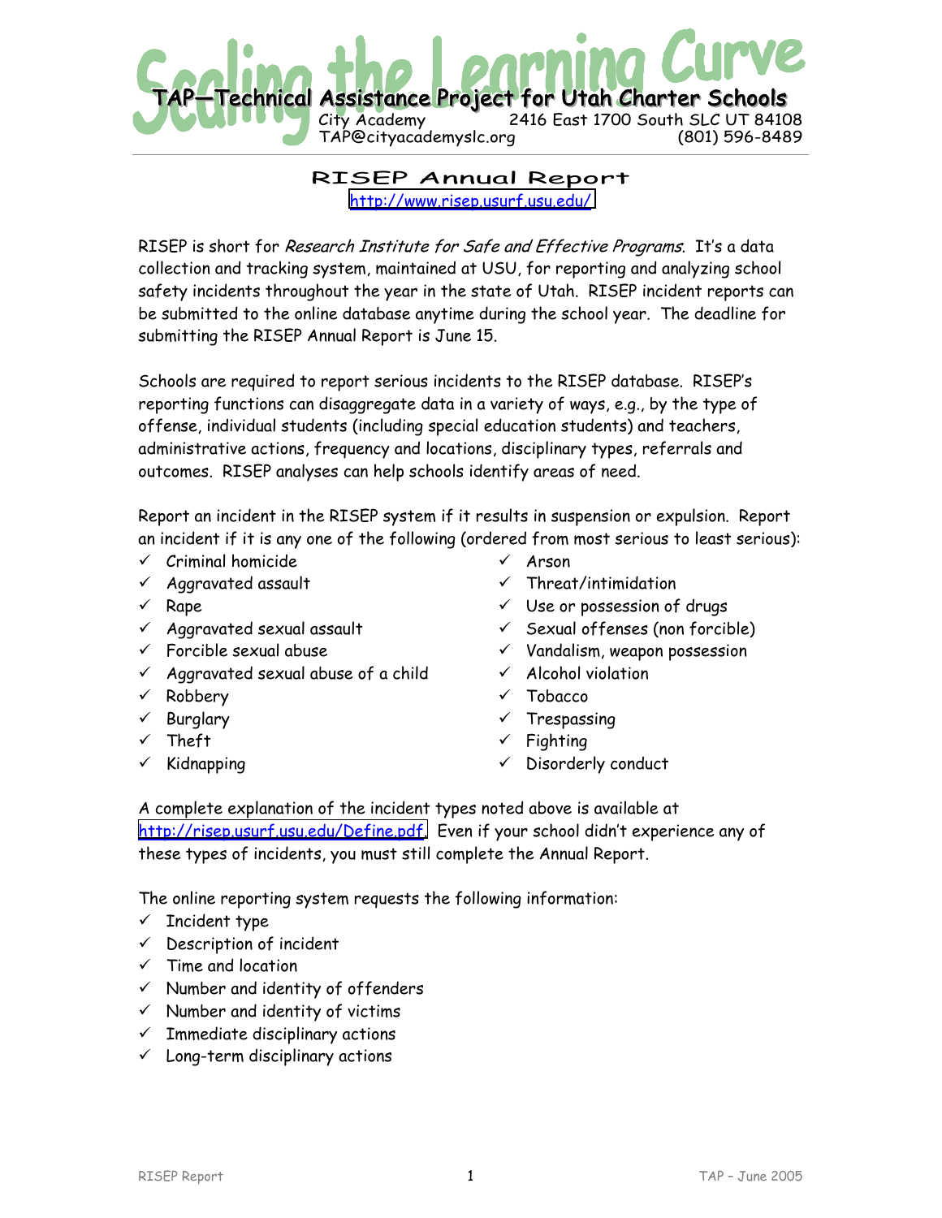# Scaling the Learning Curve

## TAP—Technical Assistance Project for Utah Charter Schools

City Academy 2416 East 1700 South SLC UT 84108
TAP@cityacademyslc.org (801) 596-8489

## RISEP Annual Report

http://www.risep.usurf.usu.edu/

RISEP is short for *Research Institute for Safe and Effective Programs*. It's a data collection and tracking system, maintained at USU, for reporting and analyzing school safety incidents throughout the year in the state of Utah. RISEP incident reports can be submitted to the online database anytime during the school year. The deadline for submitting the RISEP Annual Report is June 15.

Schools are required to report serious incidents to the RISEP database. RISEP's reporting functions can disaggregate data in a variety of ways, e.g., by the type of offense, individual students (including special education students) and teachers, administrative actions, frequency and locations, disciplinary types, referrals and outcomes. RISEP analyses can help schools identify areas of need.

Report an incident in the RISEP system if it results in suspension or expulsion. Report an incident if it is any one of the following (ordered from most serious to least serious):

- ✓ Criminal homicide
- ✓ Aggravated assault
- ✓ Rape
- ✓ Aggravated sexual assault
- ✓ Forcible sexual abuse
- ✓ Aggravated sexual abuse of a child
- ✓ Robbery
- ✓ Burglary
- ✓ Theft
- ✓ Kidnapping
- ✓ Arson
- ✓ Threat/intimidation
- ✓ Use or possession of drugs
- ✓ Sexual offenses (non forcible)
- ✓ Vandalism, weapon possession
- ✓ Alcohol violation
- ✓ Tobacco
- ✓ Trespassing
- ✓ Fighting
- ✓ Disorderly conduct

A complete explanation of the incident types noted above is available at http://risep.usurf.usu.edu/Define.pdf. Even if your school didn't experience any of these types of incidents, you must still complete the Annual Report.

The online reporting system requests the following information:

- ✓ Incident type
- ✓ Description of incident
- ✓ Time and location
- ✓ Number and identity of offenders
- ✓ Number and identity of victims
- ✓ Immediate disciplinary actions
- ✓ Long-term disciplinary actions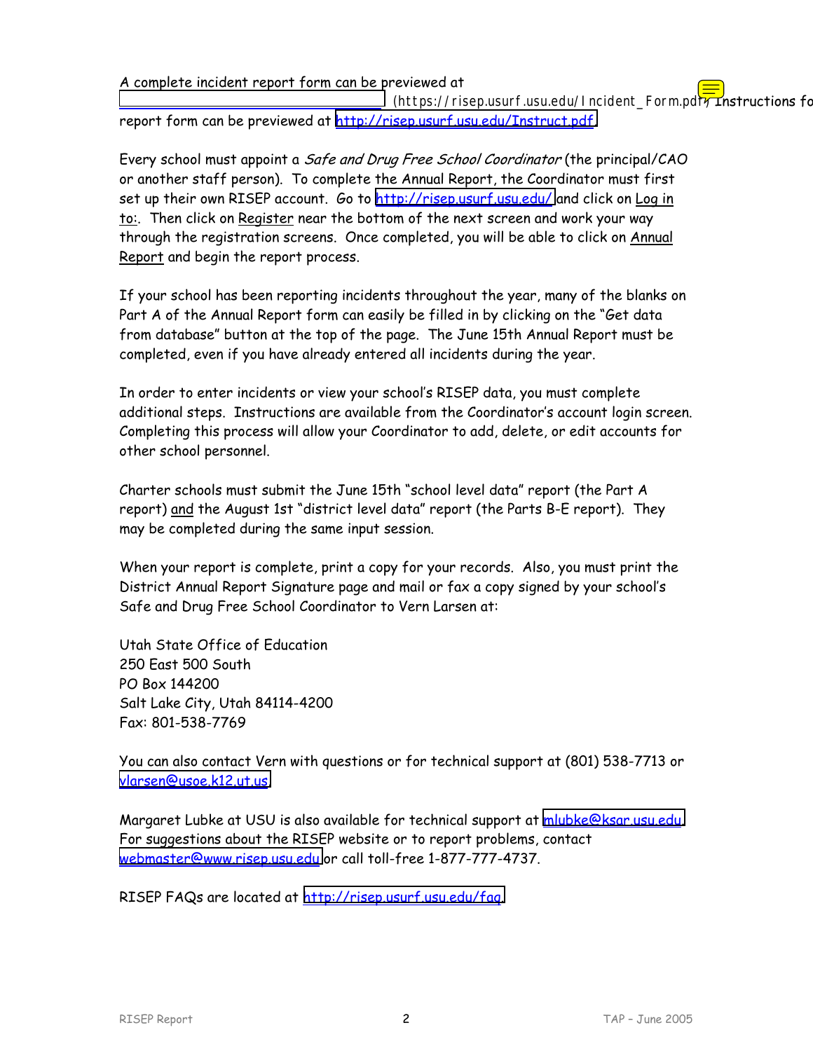A complete incident report form can be previewed at (https://risep.usurf.usu.edu/Incident_Form.pdf) Instructions for report form can be previewed at http://risep.usurf.usu.edu/Instruct.pdf.

Every school must appoint a *Safe and Drug Free School Coordinator* (the principal/CAO or another staff person). To complete the Annual Report, the Coordinator must first set up their own RISEP account. Go to http://risep.usurf.usu.edu/ and click on Log in to:. Then click on Register near the bottom of the next screen and work your way through the registration screens. Once completed, you will be able to click on Annual Report and begin the report process.

If your school has been reporting incidents throughout the year, many of the blanks on Part A of the Annual Report form can easily be filled in by clicking on the "Get data from database" button at the top of the page. The June 15th Annual Report must be completed, even if you have already entered all incidents during the year.

In order to enter incidents or view your school's RISEP data, you must complete additional steps. Instructions are available from the Coordinator's account login screen. Completing this process will allow your Coordinator to add, delete, or edit accounts for other school personnel.

Charter schools must submit the June 15th "school level data" report (the Part A report) and the August 1st "district level data" report (the Parts B-E report). They may be completed during the same input session.

When your report is complete, print a copy for your records. Also, you must print the District Annual Report Signature page and mail or fax a copy signed by your school's Safe and Drug Free School Coordinator to Vern Larsen at:

Utah State Office of Education  
250 East 500 South  
PO Box 144200  
Salt Lake City, Utah 84114-4200  
Fax: 801-538-7769

You can also contact Vern with questions or for technical support at (801) 538-7713 or vlarsen@usoe.k12.ut.us

Margaret Lubke at USU is also available for technical support at mlubke@ksar.usu.edu. For suggestions about the RISEP website or to report problems, contact webmaster@www.risep.usu.edu or call toll-free 1-877-777-4737.

RISEP FAQs are located at http://risep.usurf.usu.edu/faq.